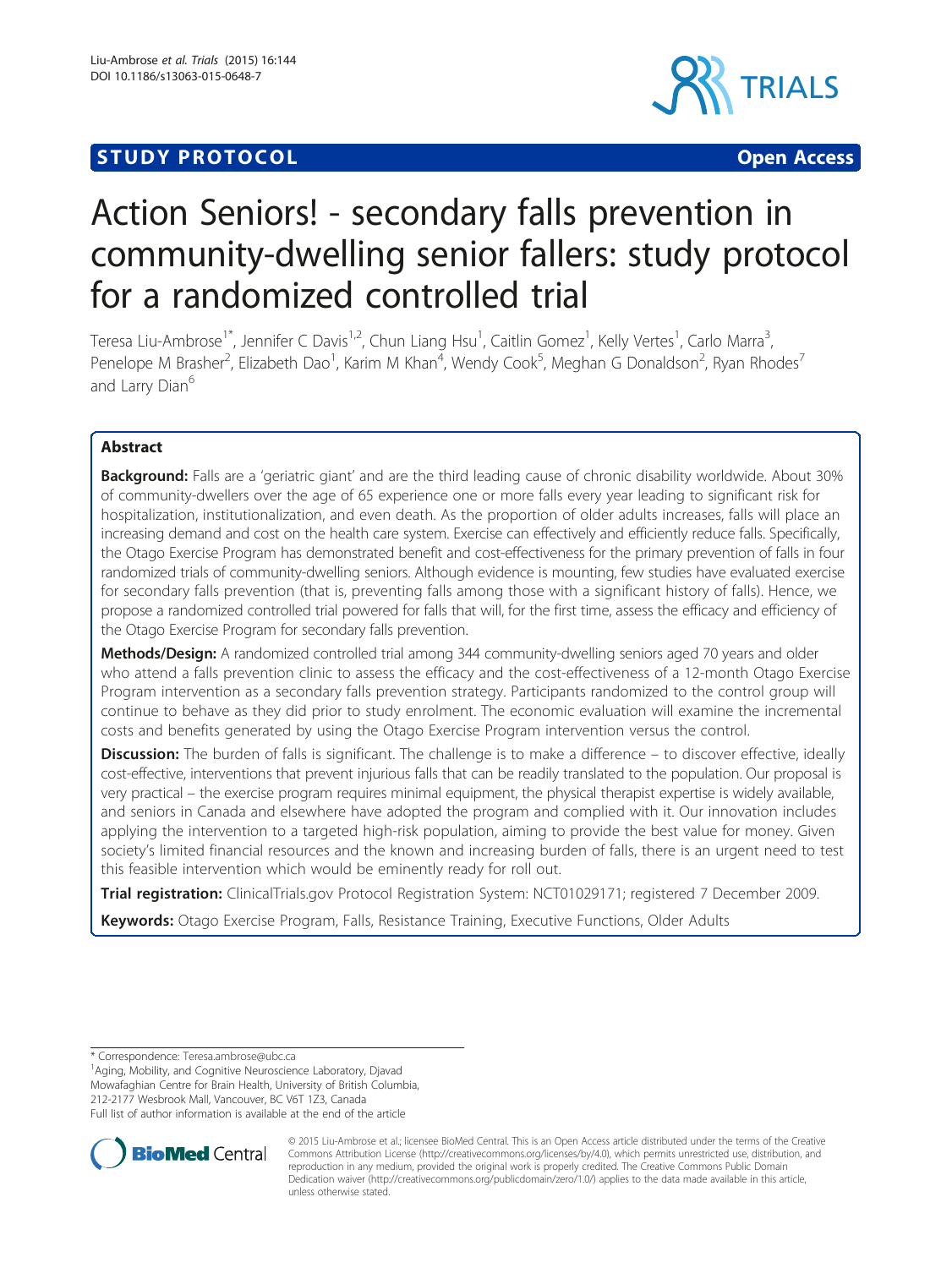STUDY PROTOCOL Open Access

# Action Seniors! - secondary falls prevention in community-dwelling senior fallers: study protocol for a randomized controlled trial

Teresa Liu-Ambrose[1*], Jennifer C Davis[1,2], Chun Liang Hsu[1], Caitlin Gomez[1], Kelly Vertes[1], Carlo Marra[3], Penelope M Brasher[2], Elizabeth Dao[1], Karim M Khan[4], Wendy Cook[5], Meghan G Donaldson[2], Ryan Rhodes[7] and Larry Dian[6]

## Abstract

**Background:** Falls are a 'geriatric giant' and are the third leading cause of chronic disability worldwide. About 30% of community-dwellers over the age of 65 experience one or more falls every year leading to significant risk for hospitalization, institutionalization, and even death. As the proportion of older adults increases, falls will place an increasing demand and cost on the health care system. Exercise can effectively and efficiently reduce falls. Specifically, the Otago Exercise Program has demonstrated benefit and cost-effectiveness for the primary prevention of falls in four randomized trials of community-dwelling seniors. Although evidence is mounting, few studies have evaluated exercise for secondary falls prevention (that is, preventing falls among those with a significant history of falls). Hence, we propose a randomized controlled trial powered for falls that will, for the first time, assess the efficacy and efficiency of the Otago Exercise Program for secondary falls prevention.

**Methods/Design:** A randomized controlled trial among 344 community-dwelling seniors aged 70 years and older who attend a falls prevention clinic to assess the efficacy and the cost-effectiveness of a 12-month Otago Exercise Program intervention as a secondary falls prevention strategy. Participants randomized to the control group will continue to behave as they did prior to study enrolment. The economic evaluation will examine the incremental costs and benefits generated by using the Otago Exercise Program intervention versus the control.

**Discussion:** The burden of falls is significant. The challenge is to make a difference – to discover effective, ideally cost-effective, interventions that prevent injurious falls that can be readily translated to the population. Our proposal is very practical – the exercise program requires minimal equipment, the physical therapist expertise is widely available, and seniors in Canada and elsewhere have adopted the program and complied with it. Our innovation includes applying the intervention to a targeted high-risk population, aiming to provide the best value for money. Given society's limited financial resources and the known and increasing burden of falls, there is an urgent need to test this feasible intervention which would be eminently ready for roll out.

**Trial registration:** ClinicalTrials.gov Protocol Registration System: NCT01029171; registered 7 December 2009.

**Keywords:** Otago Exercise Program, Falls, Resistance Training, Executive Functions, Older Adults

\* Correspondence: Teresa.ambrose@ubc.ca

[1]Aging, Mobility, and Cognitive Neuroscience Laboratory, Djavad Mowafaghian Centre for Brain Health, University of British Columbia, 212-2177 Wesbrook Mall, Vancouver, BC V6T 1Z3, Canada

Full list of author information is available at the end of the article

© 2015 Liu-Ambrose et al.; licensee BioMed Central. This is an Open Access article distributed under the terms of the Creative Commons Attribution License (http://creativecommons.org/licenses/by/4.0), which permits unrestricted use, distribution, and reproduction in any medium, provided the original work is properly credited. The Creative Commons Public Domain Dedication waiver (http://creativecommons.org/publicdomain/zero/1.0/) applies to the data made available in this article, unless otherwise stated.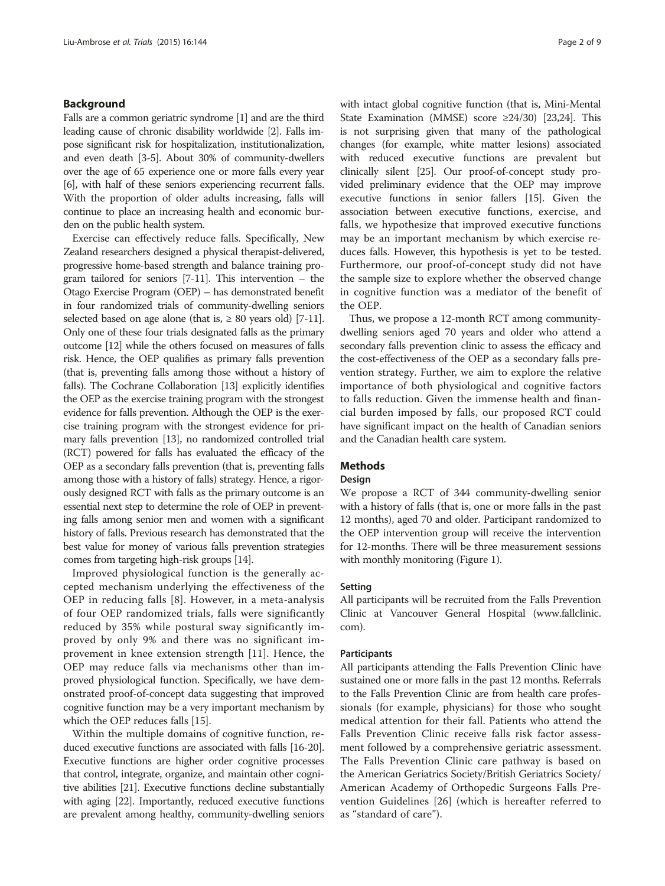## Background

Falls are a common geriatric syndrome [1] and are the third leading cause of chronic disability worldwide [2]. Falls impose significant risk for hospitalization, institutionalization, and even death [3-5]. About 30% of community-dwellers over the age of 65 experience one or more falls every year [6], with half of these seniors experiencing recurrent falls. With the proportion of older adults increasing, falls will continue to place an increasing health and economic burden on the public health system.

Exercise can effectively reduce falls. Specifically, New Zealand researchers designed a physical therapist-delivered, progressive home-based strength and balance training program tailored for seniors [7-11]. This intervention – the Otago Exercise Program (OEP) – has demonstrated benefit in four randomized trials of community-dwelling seniors selected based on age alone (that is, ≥ 80 years old) [7-11]. Only one of these four trials designated falls as the primary outcome [12] while the others focused on measures of falls risk. Hence, the OEP qualifies as primary falls prevention (that is, preventing falls among those without a history of falls). The Cochrane Collaboration [13] explicitly identifies the OEP as the exercise training program with the strongest evidence for falls prevention. Although the OEP is the exercise training program with the strongest evidence for primary falls prevention [13], no randomized controlled trial (RCT) powered for falls has evaluated the efficacy of the OEP as a secondary falls prevention (that is, preventing falls among those with a history of falls) strategy. Hence, a rigorously designed RCT with falls as the primary outcome is an essential next step to determine the role of OEP in preventing falls among senior men and women with a significant history of falls. Previous research has demonstrated that the best value for money of various falls prevention strategies comes from targeting high-risk groups [14].

Improved physiological function is the generally accepted mechanism underlying the effectiveness of the OEP in reducing falls [8]. However, in a meta-analysis of four OEP randomized trials, falls were significantly reduced by 35% while postural sway significantly improved by only 9% and there was no significant improvement in knee extension strength [11]. Hence, the OEP may reduce falls via mechanisms other than improved physiological function. Specifically, we have demonstrated proof-of-concept data suggesting that improved cognitive function may be a very important mechanism by which the OEP reduces falls [15].

Within the multiple domains of cognitive function, reduced executive functions are associated with falls [16-20]. Executive functions are higher order cognitive processes that control, integrate, organize, and maintain other cognitive abilities [21]. Executive functions decline substantially with aging [22]. Importantly, reduced executive functions are prevalent among healthy, community-dwelling seniors with intact global cognitive function (that is, Mini-Mental State Examination (MMSE) score ≥24/30) [23,24]. This is not surprising given that many of the pathological changes (for example, white matter lesions) associated with reduced executive functions are prevalent but clinically silent [25]. Our proof-of-concept study provided preliminary evidence that the OEP may improve executive functions in senior fallers [15]. Given the association between executive functions, exercise, and falls, we hypothesize that improved executive functions may be an important mechanism by which exercise reduces falls. However, this hypothesis is yet to be tested. Furthermore, our proof-of-concept study did not have the sample size to explore whether the observed change in cognitive function was a mediator of the benefit of the OEP.

Thus, we propose a 12-month RCT among community-dwelling seniors aged 70 years and older who attend a secondary falls prevention clinic to assess the efficacy and the cost-effectiveness of the OEP as a secondary falls prevention strategy. Further, we aim to explore the relative importance of both physiological and cognitive factors to falls reduction. Given the immense health and financial burden imposed by falls, our proposed RCT could have significant impact on the health of Canadian seniors and the Canadian health care system.

## Methods

### Design

We propose a RCT of 344 community-dwelling senior with a history of falls (that is, one or more falls in the past 12 months), aged 70 and older. Participant randomized to the OEP intervention group will receive the intervention for 12-months. There will be three measurement sessions with monthly monitoring (Figure 1).

### Setting

All participants will be recruited from the Falls Prevention Clinic at Vancouver General Hospital (www.fallclinic.com).

### Participants

All participants attending the Falls Prevention Clinic have sustained one or more falls in the past 12 months. Referrals to the Falls Prevention Clinic are from health care professionals (for example, physicians) for those who sought medical attention for their fall. Patients who attend the Falls Prevention Clinic receive falls risk factor assessment followed by a comprehensive geriatric assessment. The Falls Prevention Clinic care pathway is based on the American Geriatrics Society/British Geriatrics Society/American Academy of Orthopedic Surgeons Falls Prevention Guidelines [26] (which is hereafter referred to as "standard of care").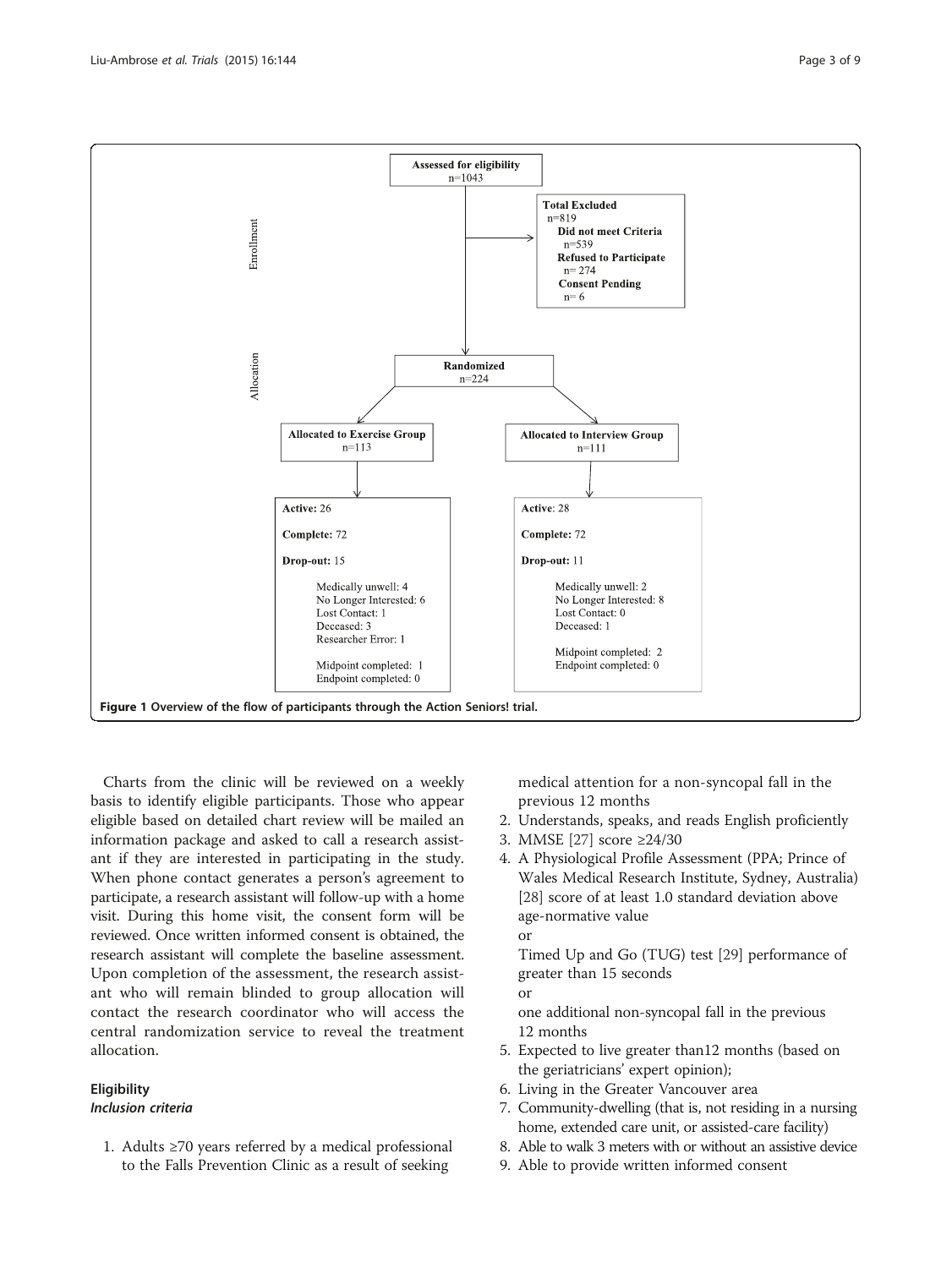Enrollment

**Assessed for eligibility**
n=1043

**Total Excluded**
n=819
**Did not meet Criteria**
n=539
**Refused to Participate**
n= 274
**Consent Pending**
n= 6

Allocation

**Randomized**
n=224

**Allocated to Exercise Group**
n=113

**Allocated to Interview Group**
n=111

**Active:** 26

**Complete:** 72

**Drop-out:** 15

Medically unwell: 4
No Longer Interested: 6
Lost Contact: 1
Deceased: 3
Researcher Error: 1

Midpoint completed: 1
Endpoint completed: 0

**Active**: 28

**Complete:** 72

**Drop-out:** 11

Medically unwell: 2
No Longer Interested: 8
Lost Contact: 0
Deceased: 1

Midpoint completed: 2
Endpoint completed: 0

**Figure 1 Overview of the flow of participants through the Action Seniors! trial.**

Charts from the clinic will be reviewed on a weekly basis to identify eligible participants. Those who appear eligible based on detailed chart review will be mailed an information package and asked to call a research assistant if they are interested in participating in the study. When phone contact generates a person's agreement to participate, a research assistant will follow-up with a home visit. During this home visit, the consent form will be reviewed. Once written informed consent is obtained, the research assistant will complete the baseline assessment. Upon completion of the assessment, the research assistant who will remain blinded to group allocation will contact the research coordinator who will access the central randomization service to reveal the treatment allocation.

## Eligibility

### *Inclusion criteria*

1. Adults ≥70 years referred by a medical professional to the Falls Prevention Clinic as a result of seeking medical attention for a non-syncopal fall in the previous 12 months
2. Understands, speaks, and reads English proficiently
3. MMSE [27] score ≥24/30
4. A Physiological Profile Assessment (PPA; Prince of Wales Medical Research Institute, Sydney, Australia) [28] score of at least 1.0 standard deviation above age-normative value
   or
   Timed Up and Go (TUG) test [29] performance of greater than 15 seconds
   or
   one additional non-syncopal fall in the previous 12 months
5. Expected to live greater than12 months (based on the geriatricians' expert opinion);
6. Living in the Greater Vancouver area
7. Community-dwelling (that is, not residing in a nursing home, extended care unit, or assisted-care facility)
8. Able to walk 3 meters with or without an assistive device
9. Able to provide written informed consent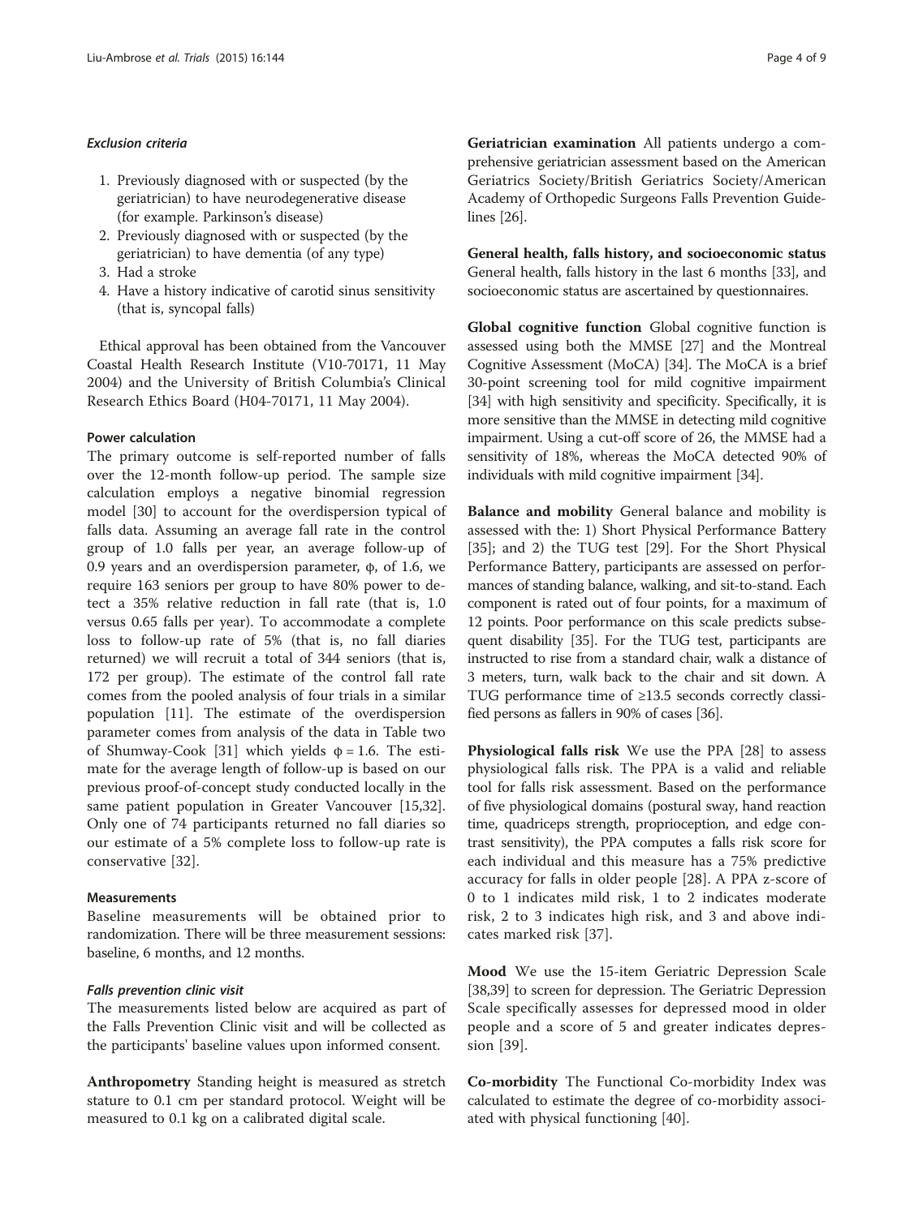#### *Exclusion criteria*

1. Previously diagnosed with or suspected (by the geriatrician) to have neurodegenerative disease (for example. Parkinson's disease)
2. Previously diagnosed with or suspected (by the geriatrician) to have dementia (of any type)
3. Had a stroke
4. Have a history indicative of carotid sinus sensitivity (that is, syncopal falls)

Ethical approval has been obtained from the Vancouver Coastal Health Research Institute (V10-70171, 11 May 2004) and the University of British Columbia's Clinical Research Ethics Board (H04-70171, 11 May 2004).

### Power calculation

The primary outcome is self-reported number of falls over the 12-month follow-up period. The sample size calculation employs a negative binomial regression model [30] to account for the overdispersion typical of falls data. Assuming an average fall rate in the control group of 1.0 falls per year, an average follow-up of 0.9 years and an overdispersion parameter, $\phi$, of 1.6, we require 163 seniors per group to have 80% power to detect a 35% relative reduction in fall rate (that is, 1.0 versus 0.65 falls per year). To accommodate a complete loss to follow-up rate of 5% (that is, no fall diaries returned) we will recruit a total of 344 seniors (that is, 172 per group). The estimate of the control fall rate comes from the pooled analysis of four trials in a similar population [11]. The estimate of the overdispersion parameter comes from analysis of the data in Table two of Shumway-Cook [31] which yields $\phi = 1.6$. The estimate for the average length of follow-up is based on our previous proof-of-concept study conducted locally in the same patient population in Greater Vancouver [15,32]. Only one of 74 participants returned no fall diaries so our estimate of a 5% complete loss to follow-up rate is conservative [32].

### Measurements

Baseline measurements will be obtained prior to randomization. There will be three measurement sessions: baseline, 6 months, and 12 months.

#### *Falls prevention clinic visit*

The measurements listed below are acquired as part of the Falls Prevention Clinic visit and will be collected as the participants' baseline values upon informed consent.

**Anthropometry** Standing height is measured as stretch stature to 0.1 cm per standard protocol. Weight will be measured to 0.1 kg on a calibrated digital scale.

**Geriatrician examination** All patients undergo a comprehensive geriatrician assessment based on the American Geriatrics Society/British Geriatrics Society/American Academy of Orthopedic Surgeons Falls Prevention Guidelines [26].

**General health, falls history, and socioeconomic status** General health, falls history in the last 6 months [33], and socioeconomic status are ascertained by questionnaires.

**Global cognitive function** Global cognitive function is assessed using both the MMSE [27] and the Montreal Cognitive Assessment (MoCA) [34]. The MoCA is a brief 30-point screening tool for mild cognitive impairment [34] with high sensitivity and specificity. Specifically, it is more sensitive than the MMSE in detecting mild cognitive impairment. Using a cut-off score of 26, the MMSE had a sensitivity of 18%, whereas the MoCA detected 90% of individuals with mild cognitive impairment [34].

**Balance and mobility** General balance and mobility is assessed with the: 1) Short Physical Performance Battery [35]; and 2) the TUG test [29]. For the Short Physical Performance Battery, participants are assessed on performances of standing balance, walking, and sit-to-stand. Each component is rated out of four points, for a maximum of 12 points. Poor performance on this scale predicts subsequent disability [35]. For the TUG test, participants are instructed to rise from a standard chair, walk a distance of 3 meters, turn, walk back to the chair and sit down. A TUG performance time of ≥13.5 seconds correctly classified persons as fallers in 90% of cases [36].

**Physiological falls risk** We use the PPA [28] to assess physiological falls risk. The PPA is a valid and reliable tool for falls risk assessment. Based on the performance of five physiological domains (postural sway, hand reaction time, quadriceps strength, proprioception, and edge contrast sensitivity), the PPA computes a falls risk score for each individual and this measure has a 75% predictive accuracy for falls in older people [28]. A PPA z-score of 0 to 1 indicates mild risk, 1 to 2 indicates moderate risk, 2 to 3 indicates high risk, and 3 and above indicates marked risk [37].

**Mood** We use the 15-item Geriatric Depression Scale [38,39] to screen for depression. The Geriatric Depression Scale specifically assesses for depressed mood in older people and a score of 5 and greater indicates depression [39].

**Co-morbidity** The Functional Co-morbidity Index was calculated to estimate the degree of co-morbidity associated with physical functioning [40].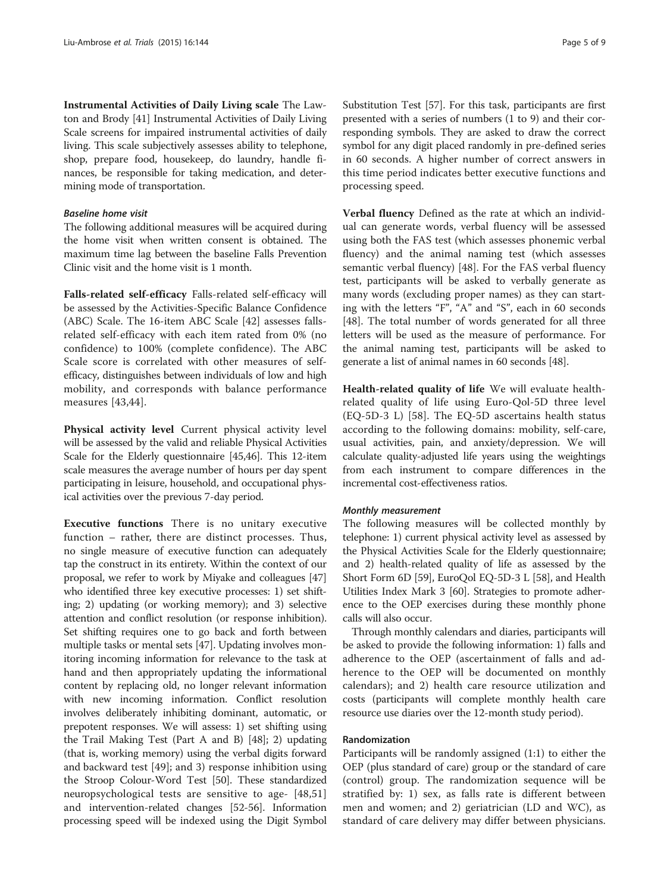**Instrumental Activities of Daily Living scale** The Lawton and Brody [41] Instrumental Activities of Daily Living Scale screens for impaired instrumental activities of daily living. This scale subjectively assesses ability to telephone, shop, prepare food, housekeep, do laundry, handle finances, be responsible for taking medication, and determining mode of transportation.

#### *Baseline home visit*

The following additional measures will be acquired during the home visit when written consent is obtained. The maximum time lag between the baseline Falls Prevention Clinic visit and the home visit is 1 month.

**Falls-related self-efficacy** Falls-related self-efficacy will be assessed by the Activities-Specific Balance Confidence (ABC) Scale. The 16-item ABC Scale [42] assesses falls-related self-efficacy with each item rated from 0% (no confidence) to 100% (complete confidence). The ABC Scale score is correlated with other measures of self-efficacy, distinguishes between individuals of low and high mobility, and corresponds with balance performance measures [43,44].

**Physical activity level** Current physical activity level will be assessed by the valid and reliable Physical Activities Scale for the Elderly questionnaire [45,46]. This 12-item scale measures the average number of hours per day spent participating in leisure, household, and occupational physical activities over the previous 7-day period.

**Executive functions** There is no unitary executive function – rather, there are distinct processes. Thus, no single measure of executive function can adequately tap the construct in its entirety. Within the context of our proposal, we refer to work by Miyake and colleagues [47] who identified three key executive processes: 1) set shifting; 2) updating (or working memory); and 3) selective attention and conflict resolution (or response inhibition). Set shifting requires one to go back and forth between multiple tasks or mental sets [47]. Updating involves monitoring incoming information for relevance to the task at hand and then appropriately updating the informational content by replacing old, no longer relevant information with new incoming information. Conflict resolution involves deliberately inhibiting dominant, automatic, or prepotent responses. We will assess: 1) set shifting using the Trail Making Test (Part A and B) [48]; 2) updating (that is, working memory) using the verbal digits forward and backward test [49]; and 3) response inhibition using the Stroop Colour-Word Test [50]. These standardized neuropsychological tests are sensitive to age- [48,51] and intervention-related changes [52-56]. Information processing speed will be indexed using the Digit Symbol Substitution Test [57]. For this task, participants are first presented with a series of numbers (1 to 9) and their corresponding symbols. They are asked to draw the correct symbol for any digit placed randomly in pre-defined series in 60 seconds. A higher number of correct answers in this time period indicates better executive functions and processing speed.

**Verbal fluency** Defined as the rate at which an individual can generate words, verbal fluency will be assessed using both the FAS test (which assesses phonemic verbal fluency) and the animal naming test (which assesses semantic verbal fluency) [48]. For the FAS verbal fluency test, participants will be asked to verbally generate as many words (excluding proper names) as they can starting with the letters "F", "A" and "S", each in 60 seconds [48]. The total number of words generated for all three letters will be used as the measure of performance. For the animal naming test, participants will be asked to generate a list of animal names in 60 seconds [48].

**Health-related quality of life** We will evaluate health-related quality of life using Euro-Qol-5D three level (EQ-5D-3 L) [58]. The EQ-5D ascertains health status according to the following domains: mobility, self-care, usual activities, pain, and anxiety/depression. We will calculate quality-adjusted life years using the weightings from each instrument to compare differences in the incremental cost-effectiveness ratios.

#### *Monthly measurement*

The following measures will be collected monthly by telephone: 1) current physical activity level as assessed by the Physical Activities Scale for the Elderly questionnaire; and 2) health-related quality of life as assessed by the Short Form 6D [59], EuroQol EQ-5D-3 L [58], and Health Utilities Index Mark 3 [60]. Strategies to promote adherence to the OEP exercises during these monthly phone calls will also occur.

Through monthly calendars and diaries, participants will be asked to provide the following information: 1) falls and adherence to the OEP (ascertainment of falls and adherence to the OEP will be documented on monthly calendars); and 2) health care resource utilization and costs (participants will complete monthly health care resource use diaries over the 12-month study period).

### Randomization

Participants will be randomly assigned (1:1) to either the OEP (plus standard of care) group or the standard of care (control) group. The randomization sequence will be stratified by: 1) sex, as falls rate is different between men and women; and 2) geriatrician (LD and WC), as standard of care delivery may differ between physicians.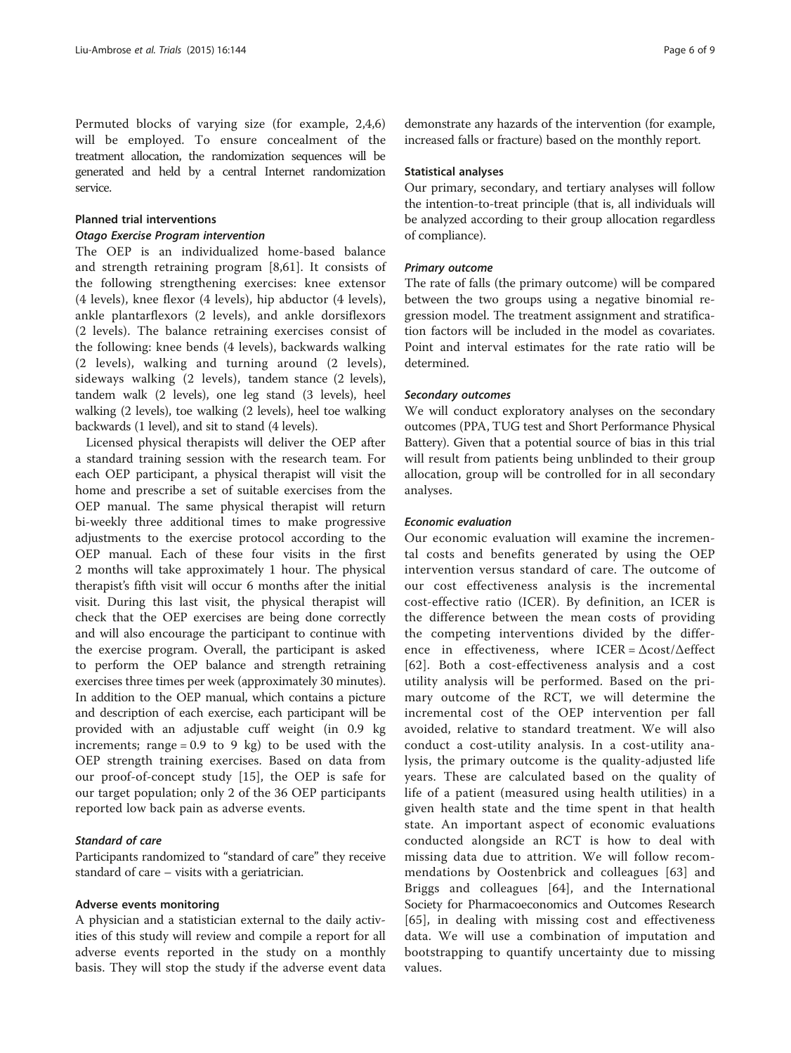Permuted blocks of varying size (for example, 2,4,6) will be employed. To ensure concealment of the treatment allocation, the randomization sequences will be generated and held by a central Internet randomization service.

### Planned trial interventions

#### *Otago Exercise Program intervention*

The OEP is an individualized home-based balance and strength retraining program [8,61]. It consists of the following strengthening exercises: knee extensor (4 levels), knee flexor (4 levels), hip abductor (4 levels), ankle plantarflexors (2 levels), and ankle dorsiflexors (2 levels). The balance retraining exercises consist of the following: knee bends (4 levels), backwards walking (2 levels), walking and turning around (2 levels), sideways walking (2 levels), tandem stance (2 levels), tandem walk (2 levels), one leg stand (3 levels), heel walking (2 levels), toe walking (2 levels), heel toe walking backwards (1 level), and sit to stand (4 levels).

Licensed physical therapists will deliver the OEP after a standard training session with the research team. For each OEP participant, a physical therapist will visit the home and prescribe a set of suitable exercises from the OEP manual. The same physical therapist will return bi-weekly three additional times to make progressive adjustments to the exercise protocol according to the OEP manual. Each of these four visits in the first 2 months will take approximately 1 hour. The physical therapist's fifth visit will occur 6 months after the initial visit. During this last visit, the physical therapist will check that the OEP exercises are being done correctly and will also encourage the participant to continue with the exercise program. Overall, the participant is asked to perform the OEP balance and strength retraining exercises three times per week (approximately 30 minutes). In addition to the OEP manual, which contains a picture and description of each exercise, each participant will be provided with an adjustable cuff weight (in 0.9 kg increments; range = 0.9 to 9 kg) to be used with the OEP strength training exercises. Based on data from our proof-of-concept study [15], the OEP is safe for our target population; only 2 of the 36 OEP participants reported low back pain as adverse events.

#### *Standard of care*

Participants randomized to "standard of care" they receive standard of care – visits with a geriatrician.

### Adverse events monitoring

A physician and a statistician external to the daily activities of this study will review and compile a report for all adverse events reported in the study on a monthly basis. They will stop the study if the adverse event data demonstrate any hazards of the intervention (for example, increased falls or fracture) based on the monthly report.

### Statistical analyses

Our primary, secondary, and tertiary analyses will follow the intention-to-treat principle (that is, all individuals will be analyzed according to their group allocation regardless of compliance).

#### *Primary outcome*

The rate of falls (the primary outcome) will be compared between the two groups using a negative binomial regression model. The treatment assignment and stratification factors will be included in the model as covariates. Point and interval estimates for the rate ratio will be determined.

#### *Secondary outcomes*

We will conduct exploratory analyses on the secondary outcomes (PPA, TUG test and Short Performance Physical Battery). Given that a potential source of bias in this trial will result from patients being unblinded to their group allocation, group will be controlled for in all secondary analyses.

#### *Economic evaluation*

Our economic evaluation will examine the incremental costs and benefits generated by using the OEP intervention versus standard of care. The outcome of our cost effectiveness analysis is the incremental cost-effective ratio (ICER). By definition, an ICER is the difference between the mean costs of providing the competing interventions divided by the difference in effectiveness, where $ICER = \Delta cost/\Delta effect$ [62]. Both a cost-effectiveness analysis and a cost utility analysis will be performed. Based on the primary outcome of the RCT, we will determine the incremental cost of the OEP intervention per fall avoided, relative to standard treatment. We will also conduct a cost-utility analysis. In a cost-utility analysis, the primary outcome is the quality-adjusted life years. These are calculated based on the quality of life of a patient (measured using health utilities) in a given health state and the time spent in that health state. An important aspect of economic evaluations conducted alongside an RCT is how to deal with missing data due to attrition. We will follow recommendations by Oostenbrick and colleagues [63] and Briggs and colleagues [64], and the International Society for Pharmacoeconomics and Outcomes Research [65], in dealing with missing cost and effectiveness data. We will use a combination of imputation and bootstrapping to quantify uncertainty due to missing values.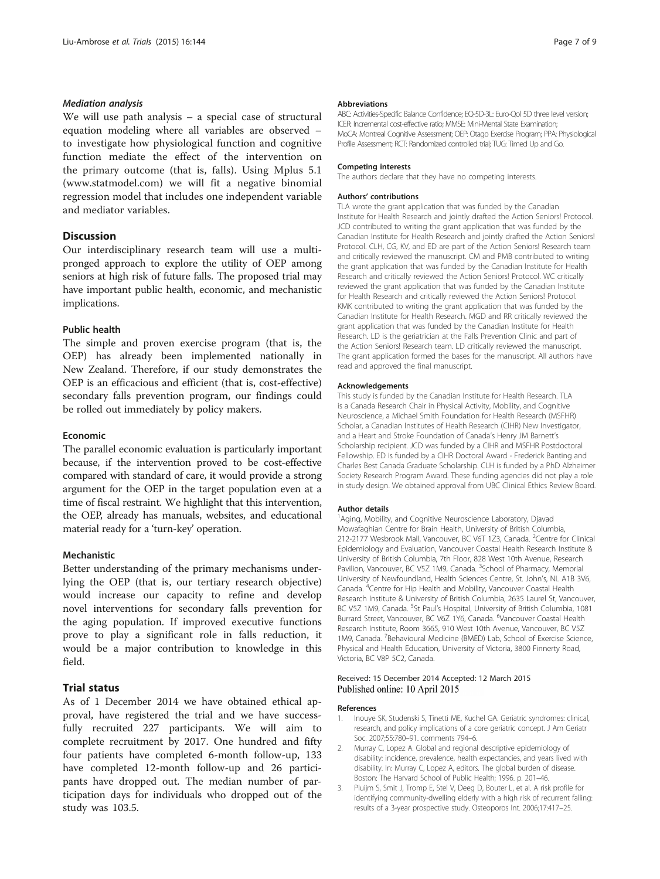### *Mediation analysis*

We will use path analysis – a special case of structural equation modeling where all variables are observed – to investigate how physiological function and cognitive function mediate the effect of the intervention on the primary outcome (that is, falls). Using Mplus 5.1 (www.statmodel.com) we will fit a negative binomial regression model that includes one independent variable and mediator variables.

## Discussion

Our interdisciplinary research team will use a multi-pronged approach to explore the utility of OEP among seniors at high risk of future falls. The proposed trial may have important public health, economic, and mechanistic implications.

### Public health

The simple and proven exercise program (that is, the OEP) has already been implemented nationally in New Zealand. Therefore, if our study demonstrates the OEP is an efficacious and efficient (that is, cost-effective) secondary falls prevention program, our findings could be rolled out immediately by policy makers.

### Economic

The parallel economic evaluation is particularly important because, if the intervention proved to be cost-effective compared with standard of care, it would provide a strong argument for the OEP in the target population even at a time of fiscal restraint. We highlight that this intervention, the OEP, already has manuals, websites, and educational material ready for a 'turn-key' operation.

### Mechanistic

Better understanding of the primary mechanisms underlying the OEP (that is, our tertiary research objective) would increase our capacity to refine and develop novel interventions for secondary falls prevention for the aging population. If improved executive functions prove to play a significant role in falls reduction, it would be a major contribution to knowledge in this field.

## Trial status

As of 1 December 2014 we have obtained ethical approval, have registered the trial and we have successfully recruited 227 participants. We will aim to complete recruitment by 2017. One hundred and fifty four patients have completed 6-month follow-up, 133 have completed 12-month follow-up and 26 participants have dropped out. The median number of participation days for individuals who dropped out of the study was 103.5.

#### Abbreviations

ABC: Activities-Specific Balance Confidence; EQ-5D-3L: Euro-Qol 5D three level version; ICER: Incremental cost-effective ratio; MMSE: Mini-Mental State Examination; MoCA: Montreal Cognitive Assessment; OEP: Otago Exercise Program; PPA: Physiological Profile Assessment; RCT: Randomized controlled trial; TUG: Timed Up and Go.

#### Competing interests

The authors declare that they have no competing interests.

#### Authors' contributions

TLA wrote the grant application that was funded by the Canadian Institute for Health Research and jointly drafted the Action Seniors! Protocol. JCD contributed to writing the grant application that was funded by the Canadian Institute for Health Research and jointly drafted the Action Seniors! Protocol. CLH, CG, KV, and ED are part of the Action Seniors! Research team and critically reviewed the manuscript. CM and PMB contributed to writing the grant application that was funded by the Canadian Institute for Health Research and critically reviewed the Action Seniors! Protocol. WC critically reviewed the grant application that was funded by the Canadian Institute for Health Research and critically reviewed the Action Seniors! Protocol. KMK contributed to writing the grant application that was funded by the Canadian Institute for Health Research. MGD and RR critically reviewed the grant application that was funded by the Canadian Institute for Health Research. LD is the geriatrician at the Falls Prevention Clinic and part of the Action Seniors! Research team. LD critically reviewed the manuscript. The grant application formed the bases for the manuscript. All authors have read and approved the final manuscript.

#### Acknowledgements

This study is funded by the Canadian Institute for Health Research. TLA is a Canada Research Chair in Physical Activity, Mobility, and Cognitive Neuroscience, a Michael Smith Foundation for Health Research (MSFHR) Scholar, a Canadian Institutes of Health Research (CIHR) New Investigator, and a Heart and Stroke Foundation of Canada's Henry JM Barnett's Scholarship recipient. JCD was funded by a CIHR and MSFHR Postdoctoral Fellowship. ED is funded by a CIHR Doctoral Award - Frederick Banting and Charles Best Canada Graduate Scholarship. CLH is funded by a PhD Alzheimer Society Research Program Award. These funding agencies did not play a role in study design. We obtained approval from UBC Clinical Ethics Review Board.

#### Author details

[1]Aging, Mobility, and Cognitive Neuroscience Laboratory, Djavad Mowafaghian Centre for Brain Health, University of British Columbia, 212-2177 Wesbrook Mall, Vancouver, BC V6T 1Z3, Canada. [2]Centre for Clinical Epidemiology and Evaluation, Vancouver Coastal Health Research Institute & University of British Columbia, 7th Floor, 828 West 10th Avenue, Research Pavilion, Vancouver, BC V5Z 1M9, Canada. [3]School of Pharmacy, Memorial University of Newfoundland, Health Sciences Centre, St. John's, NL A1B 3V6, Canada. [4]Centre for Hip Health and Mobility, Vancouver Coastal Health Research Institute & University of British Columbia, 2635 Laurel St, Vancouver, BC V5Z 1M9, Canada. [5]St Paul's Hospital, University of British Columbia, 1081 Burrard Street, Vancouver, BC V6Z 1Y6, Canada. [6]Vancouver Coastal Health Research Institute, Room 3665, 910 West 10th Avenue, Vancouver, BC V5Z 1M9, Canada. [7]Behavioural Medicine (BMED) Lab, School of Exercise Science, Physical and Health Education, University of Victoria, 3800 Finnerty Road, Victoria, BC V8P 5C2, Canada.

Received: 15 December 2014 Accepted: 12 March 2015
Published online: 10 April 2015

#### References

1. Inouye SK, Studenski S, Tinetti ME, Kuchel GA. Geriatric syndromes: clinical, research, and policy implications of a core geriatric concept. J Am Geriatr Soc. 2007;55:780–91. comments 794–6.
2. Murray C, Lopez A. Global and regional descriptive epidemiology of disability: incidence, prevalence, health expectancies, and years lived with disability. In: Murray C, Lopez A, editors. The global burden of disease. Boston: The Harvard School of Public Health; 1996. p. 201–46.
3. Pluijm S, Smit J, Tromp E, Stel V, Deeg D, Bouter L, et al. A risk profile for identifying community-dwelling elderly with a high risk of recurrent falling: results of a 3-year prospective study. Osteoporos Int. 2006;17:417–25.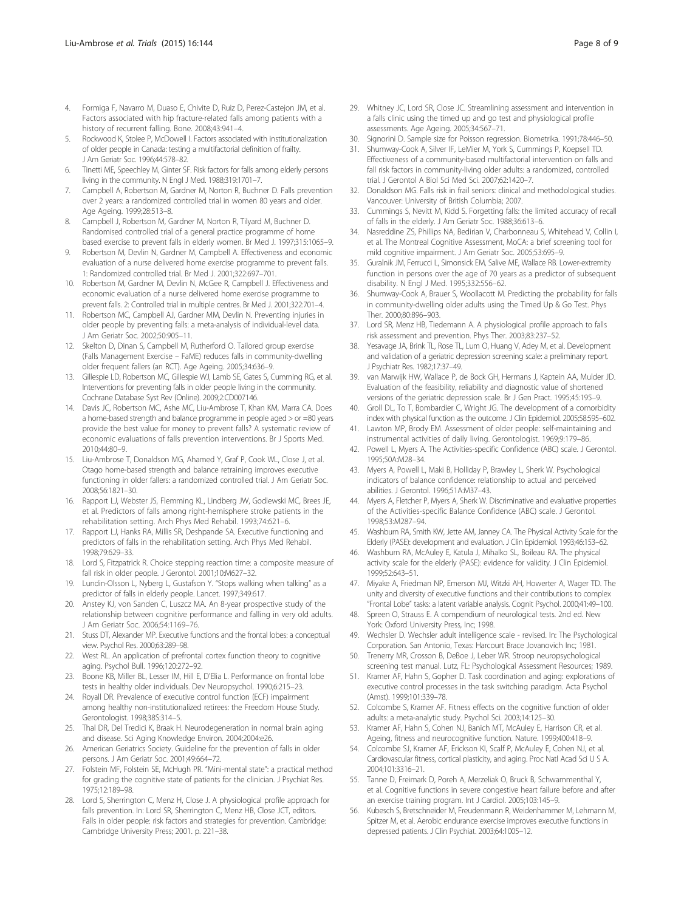4. Formiga F, Navarro M, Duaso E, Chivite D, Ruiz D, Perez-Castejon JM, et al. Factors associated with hip fracture-related falls among patients with a history of recurrent falling. Bone. 2008;43:941–4.
5. Rockwood K, Stolee P, McDowell I. Factors associated with institutionalization of older people in Canada: testing a multifactorial definition of frailty. J Am Geriatr Soc. 1996;44:578–82.
6. Tinetti ME, Speechley M, Ginter SF. Risk factors for falls among elderly persons living in the community. N Engl J Med. 1988;319:1701–7.
7. Campbell A, Robertson M, Gardner M, Norton R, Buchner D. Falls prevention over 2 years: a randomized controlled trial in women 80 years and older. Age Ageing. 1999;28:513–8.
8. Campbell J, Robertson M, Gardner M, Norton R, Tilyard M, Buchner D. Randomised controlled trial of a general practice programme of home based exercise to prevent falls in elderly women. Br Med J. 1997;315:1065–9.
9. Robertson M, Devlin N, Gardner M, Campbell A. Effectiveness and economic evaluation of a nurse delivered home exercise programme to prevent falls. 1: Randomized controlled trial. Br Med J. 2001;322:697–701.
10. Robertson M, Gardner M, Devlin N, McGee R, Campbell J. Effectiveness and economic evaluation of a nurse delivered home exercise programme to prevent falls. 2: Controlled trial in multiple centres. Br Med J. 2001;322:701–4.
11. Robertson MC, Campbell AJ, Gardner MM, Devlin N. Preventing injuries in older people by preventing falls: a meta-analysis of individual-level data. J Am Geriatr Soc. 2002;50:905–11.
12. Skelton D, Dinan S, Campbell M, Rutherford O. Tailored group exercise (Falls Management Exercise – FaME) reduces falls in community-dwelling older frequent fallers (an RCT). Age Ageing. 2005;34:636–9.
13. Gillespie LD, Robertson MC, Gillespie WJ, Lamb SE, Gates S, Cumming RG, et al. Interventions for preventing falls in older people living in the community. Cochrane Database Syst Rev (Online). 2009;2:CD007146.
14. Davis JC, Robertson MC, Ashe MC, Liu-Ambrose T, Khan KM, Marra CA. Does a home-based strength and balance programme in people aged > or =80 years provide the best value for money to prevent falls? A systematic review of economic evaluations of falls prevention interventions. Br J Sports Med. 2010;44:80–9.
15. Liu-Ambrose T, Donaldson MG, Ahamed Y, Graf P, Cook WL, Close J, et al. Otago home-based strength and balance retraining improves executive functioning in older fallers: a randomized controlled trial. J Am Geriatr Soc. 2008;56:1821–30.
16. Rapport LJ, Webster JS, Flemming KL, Lindberg JW, Godlewski MC, Brees JE, et al. Predictors of falls among right-hemisphere stroke patients in the rehabilitation setting. Arch Phys Med Rehabil. 1993;74:621–6.
17. Rapport LJ, Hanks RA, Millis SR, Deshpande SA. Executive functioning and predictors of falls in the rehabilitation setting. Arch Phys Med Rehabil. 1998;79:629–33.
18. Lord S, Fitzpatrick R. Choice stepping reaction time: a composite measure of fall risk in older people. J Gerontol. 2001;10:M627–32.
19. Lundin-Olsson L, Nyberg L, Gustafson Y. "Stops walking when talking" as a predictor of falls in elderly people. Lancet. 1997;349:617.
20. Anstey KJ, von Sanden C, Luszcz MA. An 8-year prospective study of the relationship between cognitive performance and falling in very old adults. J Am Geriatr Soc. 2006;54:1169–76.
21. Stuss DT, Alexander MP. Executive functions and the frontal lobes: a conceptual view. Psychol Res. 2000;63:289–98.
22. West RL. An application of prefrontal cortex function theory to cognitive aging. Psychol Bull. 1996;120:272–92.
23. Boone KB, Miller BL, Lesser IM, Hill E, D'Elia L. Performance on frontal lobe tests in healthy older individuals. Dev Neuropsychol. 1990;6:215–23.
24. Royall DR. Prevalence of executive control function (ECF) impairment among healthy non-institutionalized retirees: the Freedom House Study. Gerontologist. 1998;38S:314–5.
25. Thal DR, Del Tredici K, Braak H. Neurodegeneration in normal brain aging and disease. Sci Aging Knowledge Environ. 2004;2004:e26.
26. American Geriatrics Society. Guideline for the prevention of falls in older persons. J Am Geriatr Soc. 2001;49:664–72.
27. Folstein MF, Folstein SE, McHugh PR. "Mini-mental state": a practical method for grading the cognitive state of patients for the clinician. J Psychiat Res. 1975;12:189–98.
28. Lord S, Sherrington C, Menz H, Close J. A physiological profile approach for falls prevention. In: Lord SR, Sherrington C, Menz HB, Close JCT, editors. Falls in older people: risk factors and strategies for prevention. Cambridge: Cambridge University Press; 2001. p. 221–38.
29. Whitney JC, Lord SR, Close JC. Streamlining assessment and intervention in a falls clinic using the timed up and go test and physiological profile assessments. Age Ageing. 2005;34:567–71.
30. Signorini D. Sample size for Poisson regression. Biometrika. 1991;78:446–50.
31. Shumway-Cook A, Silver IF, LeMier M, York S, Cummings P, Koepsell TD. Effectiveness of a community-based multifactorial intervention on falls and fall risk factors in community-living older adults: a randomized, controlled trial. J Gerontol A Biol Sci Med Sci. 2007;62:1420–7.
32. Donaldson MG. Falls risk in frail seniors: clinical and methodological studies. Vancouver: University of British Columbia; 2007.
33. Cummings S, Nevitt M, Kidd S. Forgetting falls: the limited accuracy of recall of falls in the elderly. J Am Geriatr Soc. 1988;36:613–6.
34. Nasreddine ZS, Phillips NA, Bedirian V, Charbonneau S, Whitehead V, Collin I, et al. The Montreal Cognitive Assessment, MoCA: a brief screening tool for mild cognitive impairment. J Am Geriatr Soc. 2005;53:695–9.
35. Guralnik JM, Ferrucci L, Simonsick EM, Salive ME, Wallace RB. Lower-extremity function in persons over the age of 70 years as a predictor of subsequent disability. N Engl J Med. 1995;332:556–62.
36. Shumway-Cook A, Brauer S, Woollacott M. Predicting the probability for falls in community-dwelling older adults using the Timed Up & Go Test. Phys Ther. 2000;80:896–903.
37. Lord SR, Menz HB, Tiedemann A. A physiological profile approach to falls risk assessment and prevention. Phys Ther. 2003;83:237–52.
38. Yesavage JA, Brink TL, Rose TL, Lum O, Huang V, Adey M, et al. Development and validation of a geriatric depression screening scale: a preliminary report. J Psychiatr Res. 1982;17:37–49.
39. van Marwijk HW, Wallace P, de Bock GH, Hermans J, Kaptein AA, Mulder JD. Evaluation of the feasibility, reliability and diagnostic value of shortened versions of the geriatric depression scale. Br J Gen Pract. 1995;45:195–9.
40. Groll DL, To T, Bombardier C, Wright JG. The development of a comorbidity index with physical function as the outcome. J Clin Epidemiol. 2005;58:595–602.
41. Lawton MP, Brody EM. Assessment of older people: self-maintaining and instrumental activities of daily living. Gerontologist. 1969;9:179–86.
42. Powell L, Myers A. The Activities-specific Confidence (ABC) scale. J Gerontol. 1995;50A:M28–34.
43. Myers A, Powell L, Maki B, Holliday P, Brawley L, Sherk W. Psychological indicators of balance confidence: relationship to actual and perceived abilities. J Gerontol. 1996;51A:M37–43.
44. Myers A, Fletcher P, Myers A, Sherk W. Discriminative and evaluative properties of the Activities-specific Balance Confidence (ABC) scale. J Gerontol. 1998;53:M287–94.
45. Washburn RA, Smith KW, Jette AM, Janney CA. The Physical Activity Scale for the Elderly (PASE): development and evaluation. J Clin Epidemiol. 1993;46:153–62.
46. Washburn RA, McAuley E, Katula J, Mihalko SL, Boileau RA. The physical activity scale for the elderly (PASE): evidence for validity. J Clin Epidemiol. 1999;52:643–51.
47. Miyake A, Friedman NP, Emerson MJ, Witzki AH, Howerter A, Wager TD. The unity and diversity of executive functions and their contributions to complex "Frontal Lobe" tasks: a latent variable analysis. Cognit Psychol. 2000;41:49–100.
48. Spreen O, Strauss E. A compendium of neurological tests. 2nd ed. New York: Oxford University Press, Inc; 1998.
49. Wechsler D. Wechsler adult intelligence scale - revised. In: The Psychological Corporation. San Antonio, Texas: Harcourt Brace Jovanovich Inc; 1981.
50. Trenerry MR, Crosson B, DeBoe J, Leber WR. Stroop neuropsychological screening test manual. Lutz, FL: Psychological Assessment Resources; 1989.
51. Kramer AF, Hahn S, Gopher D. Task coordination and aging: explorations of executive control processes in the task switching paradigm. Acta Psychol (Amst). 1999;101:339–78.
52. Colcombe S, Kramer AF. Fitness effects on the cognitive function of older adults: a meta-analytic study. Psychol Sci. 2003;14:125–30.
53. Kramer AF, Hahn S, Cohen NJ, Banich MT, McAuley E, Harrison CR, et al. Ageing, fitness and neurocognitive function. Nature. 1999;400:418–9.
54. Colcombe SJ, Kramer AF, Erickson KI, Scalf P, McAuley E, Cohen NJ, et al. Cardiovascular fitness, cortical plasticity, and aging. Proc Natl Acad Sci U S A. 2004;101:3316–21.
55. Tanne D, Freimark D, Poreh A, Merzeliak O, Bruck B, Schwammenthal Y, et al. Cognitive functions in severe congestive heart failure before and after an exercise training program. Int J Cardiol. 2005;103:145–9.
56. Kubesch S, Bretschneider M, Freudenmann R, Weidenhammer M, Lehmann M, Spitzer M, et al. Aerobic endurance exercise improves executive functions in depressed patients. J Clin Psychiat. 2003;64:1005–12.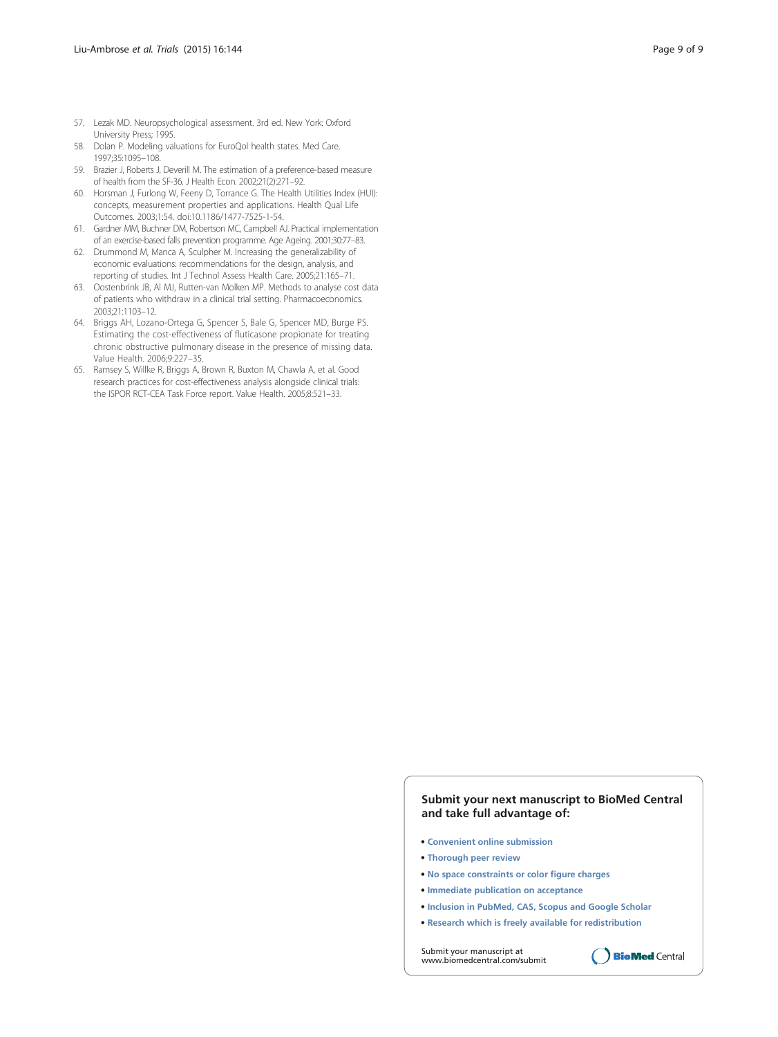57. Lezak MD. Neuropsychological assessment. 3rd ed. New York: Oxford University Press; 1995.
58. Dolan P. Modeling valuations for EuroQol health states. Med Care. 1997;35:1095–108.
59. Brazier J, Roberts J, Deverill M. The estimation of a preference-based measure of health from the SF-36. J Health Econ. 2002;21(2):271–92.
60. Horsman J, Furlong W, Feeny D, Torrance G. The Health Utilities Index (HUI): concepts, measurement properties and applications. Health Qual Life Outcomes. 2003;1:54. doi:10.1186/1477-7525-1-54.
61. Gardner MM, Buchner DM, Robertson MC, Campbell AJ. Practical implementation of an exercise-based falls prevention programme. Age Ageing. 2001;30:77–83.
62. Drummond M, Manca A, Sculpher M. Increasing the generalizability of economic evaluations: recommendations for the design, analysis, and reporting of studies. Int J Technol Assess Health Care. 2005;21:165–71.
63. Oostenbrink JB, Al MJ, Rutten-van Molken MP. Methods to analyse cost data of patients who withdraw in a clinical trial setting. Pharmacoeconomics. 2003;21:1103–12.
64. Briggs AH, Lozano-Ortega G, Spencer S, Bale G, Spencer MD, Burge PS. Estimating the cost-effectiveness of fluticasone propionate for treating chronic obstructive pulmonary disease in the presence of missing data. Value Health. 2006;9:227–35.
65. Ramsey S, Willke R, Briggs A, Brown R, Buxton M, Chawla A, et al. Good research practices for cost-effectiveness analysis alongside clinical trials: the ISPOR RCT-CEA Task Force report. Value Health. 2005;8:521–33.

**Submit your next manuscript to BioMed Central and take full advantage of:**

- **Convenient online submission**
- **Thorough peer review**
- **No space constraints or color figure charges**
- **Immediate publication on acceptance**
- **Inclusion in PubMed, CAS, Scopus and Google Scholar**
- **Research which is freely available for redistribution**

Submit your manuscript at
www.biomedcentral.com/submit

BioMed Central